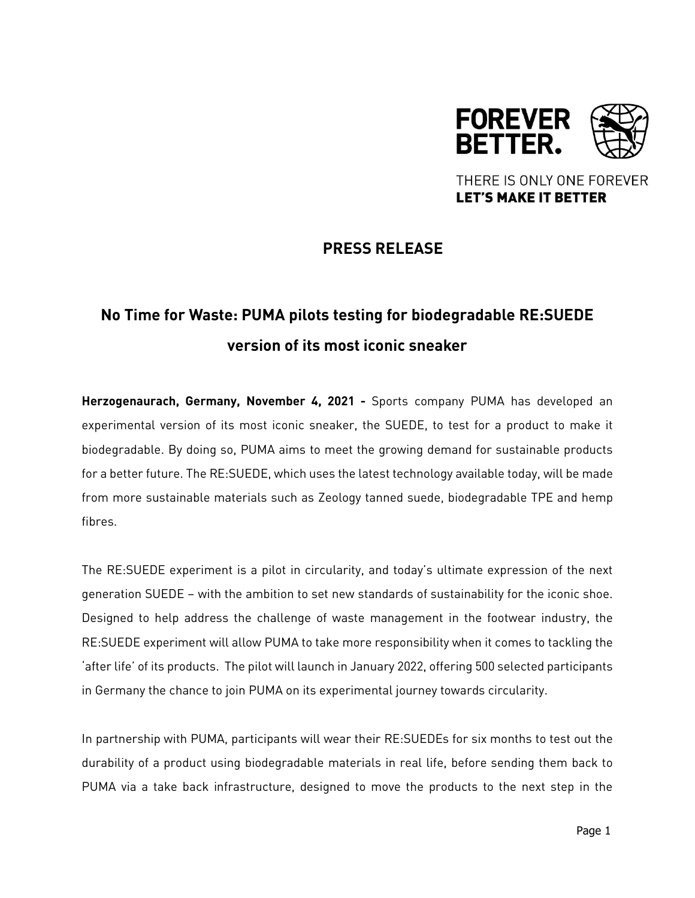FOREVER BETTER.

THERE IS ONLY ONE FOREVER
**LET'S MAKE IT BETTER**

## PRESS RELEASE

# No Time for Waste: PUMA pilots testing for biodegradable RE:SUEDE version of its most iconic sneaker

**Herzogenaurach, Germany, November 4, 2021 -** Sports company PUMA has developed an experimental version of its most iconic sneaker, the SUEDE, to test for a product to make it biodegradable. By doing so, PUMA aims to meet the growing demand for sustainable products for a better future. The RE:SUEDE, which uses the latest technology available today, will be made from more sustainable materials such as Zeology tanned suede, biodegradable TPE and hemp fibres.

The RE:SUEDE experiment is a pilot in circularity, and today's ultimate expression of the next generation SUEDE – with the ambition to set new standards of sustainability for the iconic shoe. Designed to help address the challenge of waste management in the footwear industry, the RE:SUEDE experiment will allow PUMA to take more responsibility when it comes to tackling the 'after life' of its products. The pilot will launch in January 2022, offering 500 selected participants in Germany the chance to join PUMA on its experimental journey towards circularity.

In partnership with PUMA, participants will wear their RE:SUEDEs for six months to test out the durability of a product using biodegradable materials in real life, before sending them back to PUMA via a take back infrastructure, designed to move the products to the next step in the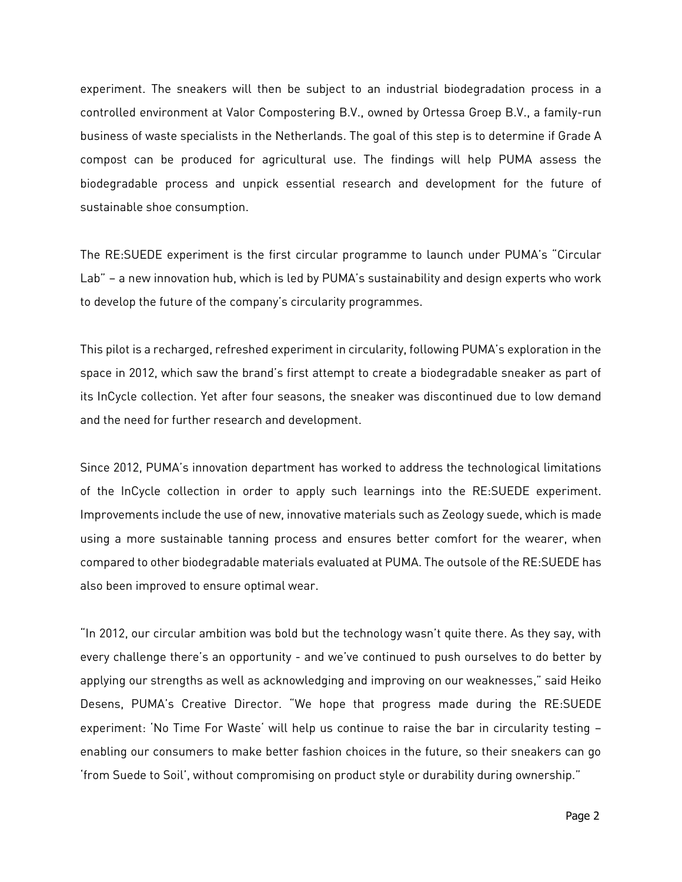experiment. The sneakers will then be subject to an industrial biodegradation process in a controlled environment at Valor Compostering B.V., owned by Ortessa Groep B.V., a family-run business of waste specialists in the Netherlands. The goal of this step is to determine if Grade A compost can be produced for agricultural use. The findings will help PUMA assess the biodegradable process and unpick essential research and development for the future of sustainable shoe consumption.

The RE:SUEDE experiment is the first circular programme to launch under PUMA's "Circular Lab" – a new innovation hub, which is led by PUMA's sustainability and design experts who work to develop the future of the company's circularity programmes.

This pilot is a recharged, refreshed experiment in circularity, following PUMA's exploration in the space in 2012, which saw the brand's first attempt to create a biodegradable sneaker as part of its InCycle collection. Yet after four seasons, the sneaker was discontinued due to low demand and the need for further research and development.

Since 2012, PUMA's innovation department has worked to address the technological limitations of the InCycle collection in order to apply such learnings into the RE:SUEDE experiment. Improvements include the use of new, innovative materials such as Zeology suede, which is made using a more sustainable tanning process and ensures better comfort for the wearer, when compared to other biodegradable materials evaluated at PUMA. The outsole of the RE:SUEDE has also been improved to ensure optimal wear.

"In 2012, our circular ambition was bold but the technology wasn't quite there. As they say, with every challenge there's an opportunity - and we've continued to push ourselves to do better by applying our strengths as well as acknowledging and improving on our weaknesses," said Heiko Desens, PUMA's Creative Director. "We hope that progress made during the RE:SUEDE experiment: 'No Time For Waste' will help us continue to raise the bar in circularity testing – enabling our consumers to make better fashion choices in the future, so their sneakers can go 'from Suede to Soil', without compromising on product style or durability during ownership."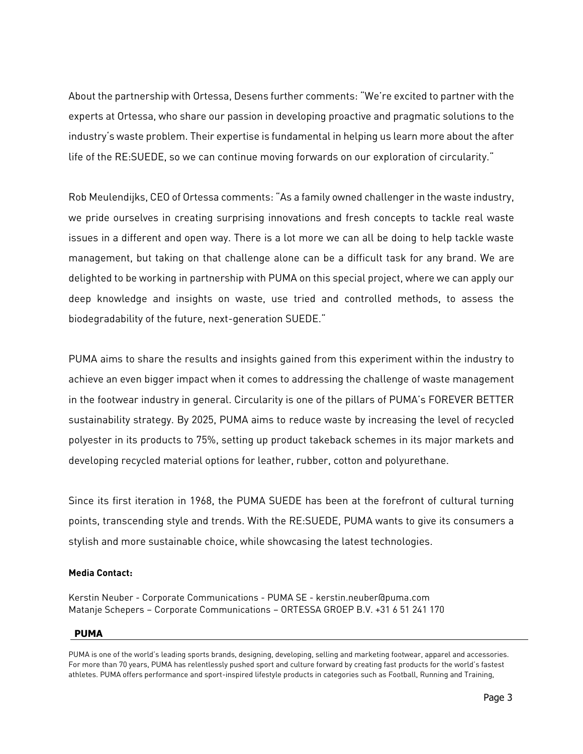About the partnership with Ortessa, Desens further comments: "We're excited to partner with the experts at Ortessa, who share our passion in developing proactive and pragmatic solutions to the industry's waste problem. Their expertise is fundamental in helping us learn more about the after life of the RE:SUEDE, so we can continue moving forwards on our exploration of circularity."

Rob Meulendijks, CEO of Ortessa comments: "As a family owned challenger in the waste industry, we pride ourselves in creating surprising innovations and fresh concepts to tackle real waste issues in a different and open way. There is a lot more we can all be doing to help tackle waste management, but taking on that challenge alone can be a difficult task for any brand. We are delighted to be working in partnership with PUMA on this special project, where we can apply our deep knowledge and insights on waste, use tried and controlled methods, to assess the biodegradability of the future, next-generation SUEDE."

PUMA aims to share the results and insights gained from this experiment within the industry to achieve an even bigger impact when it comes to addressing the challenge of waste management in the footwear industry in general. Circularity is one of the pillars of PUMA's FOREVER BETTER sustainability strategy. By 2025, PUMA aims to reduce waste by increasing the level of recycled polyester in its products to 75%, setting up product takeback schemes in its major markets and developing recycled material options for leather, rubber, cotton and polyurethane.

Since its first iteration in 1968, the PUMA SUEDE has been at the forefront of cultural turning points, transcending style and trends. With the RE:SUEDE, PUMA wants to give its consumers a stylish and more sustainable choice, while showcasing the latest technologies.

**Media Contact:**

Kerstin Neuber - Corporate Communications - PUMA SE - kerstin.neuber@puma.com
Matanje Schepers – Corporate Communications – ORTESSA GROEP B.V. +31 6 51 241 170

**PUMA**

PUMA is one of the world's leading sports brands, designing, developing, selling and marketing footwear, apparel and accessories. For more than 70 years, PUMA has relentlessly pushed sport and culture forward by creating fast products for the world's fastest athletes. PUMA offers performance and sport-inspired lifestyle products in categories such as Football, Running and Training,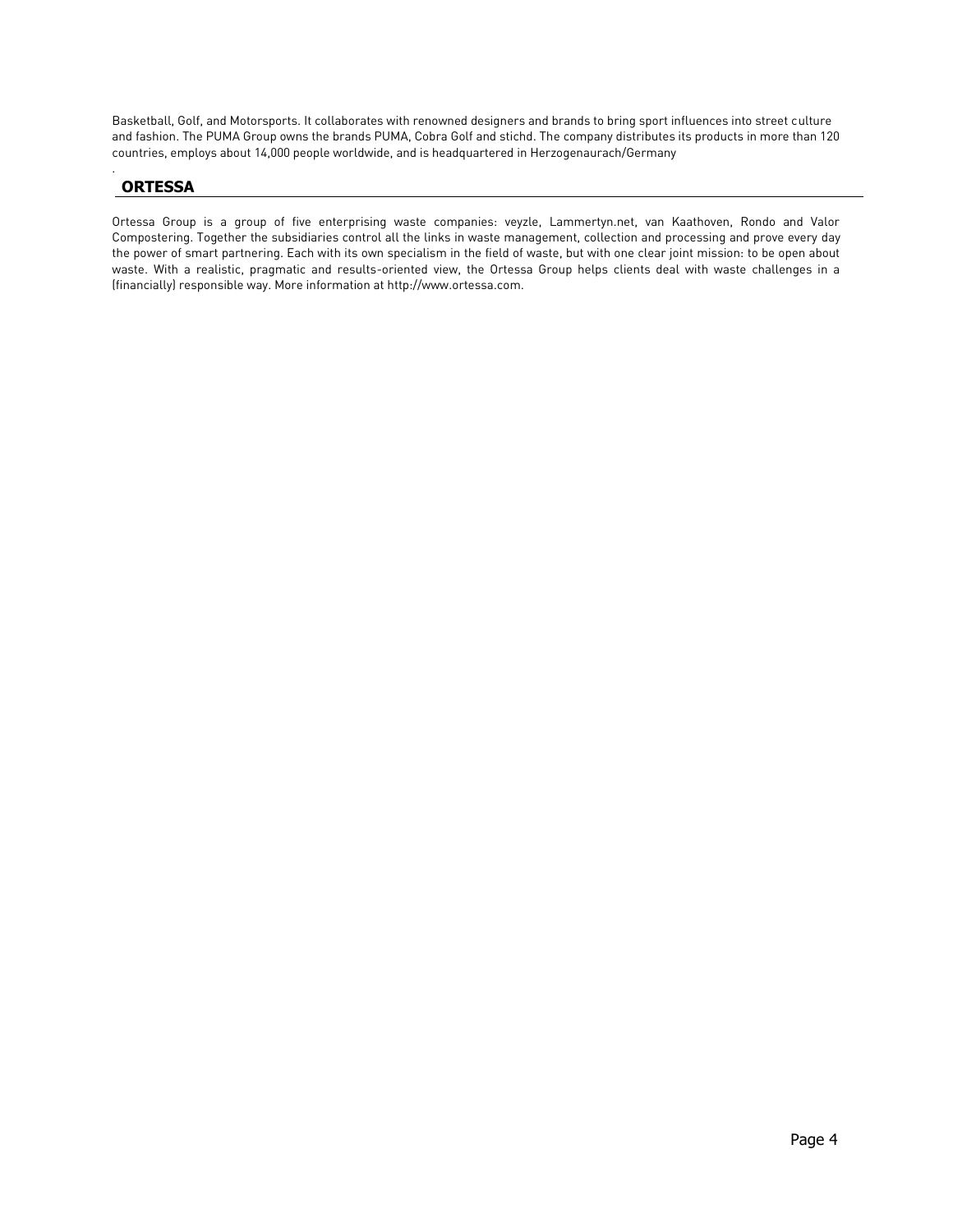Basketball, Golf, and Motorsports. It collaborates with renowned designers and brands to bring sport influences into street culture and fashion. The PUMA Group owns the brands PUMA, Cobra Golf and stichd. The company distributes its products in more than 120 countries, employs about 14,000 people worldwide, and is headquartered in Herzogenaurach/Germany

.

## ORTESSA

Ortessa Group is a group of five enterprising waste companies: veyzle, Lammertyn.net, van Kaathoven, Rondo and Valor Compostering. Together the subsidiaries control all the links in waste management, collection and processing and prove every day the power of smart partnering. Each with its own specialism in the field of waste, but with one clear joint mission: to be open about waste. With a realistic, pragmatic and results-oriented view, the Ortessa Group helps clients deal with waste challenges in a (financially) responsible way. More information at http://www.ortessa.com.